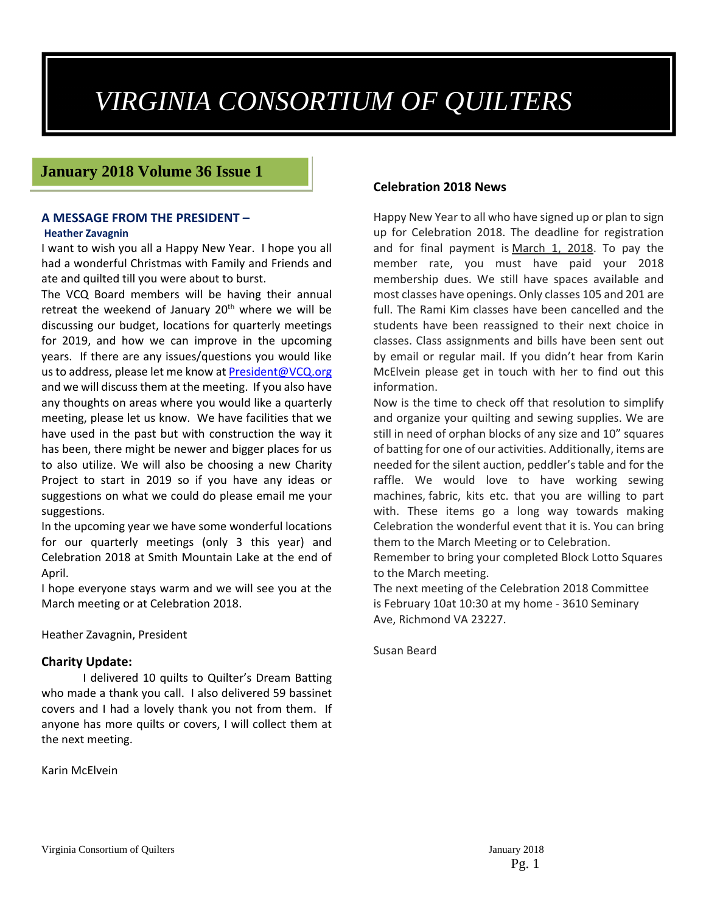# VIRGINIA CONSORTIUM OF QUILTERS

## January 2018 Volume 36 Issue 1

### A MESSAGE FROM THE PRESIDENT –

**Heather Zavagnin**

I want to wish you all a Happy New Year. I hope you all had a wonderful Christmas with Family and Friends and ate and quilted till you were about to burst.

The VCQ Board members will be having their annual retreat the weekend of January 20th where we will be discussing our budget, locations for quarterly meetings for 2019, and how we can improve in the upcoming years. If there are any issues/questions you would like us to address, please let me know at President@VCQ.org and we will discuss them at the meeting. If you also have any thoughts on areas where you would like a quarterly meeting, please let us know. We have facilities that we have used in the past but with construction the way it has been, there might be newer and bigger places for us to also utilize. We will also be choosing a new Charity Project to start in 2019 so if you have any ideas or suggestions on what we could do please email me your suggestions.

In the upcoming year we have some wonderful locations for our quarterly meetings (only 3 this year) and Celebration 2018 at Smith Mountain Lake at the end of April.

I hope everyone stays warm and we will see you at the March meeting or at Celebration 2018.

Heather Zavagnin, President

### Charity Update:

I delivered 10 quilts to Quilter's Dream Batting who made a thank you call. I also delivered 59 bassinet covers and I had a lovely thank you not from them. If anyone has more quilts or covers, I will collect them at the next meeting.

Karin McElvein

### Celebration 2018 News

Happy New Year to all who have signed up or plan to sign up for Celebration 2018. The deadline for registration and for final payment is March 1, 2018. To pay the member rate, you must have paid your 2018 membership dues. We still have spaces available and most classes have openings. Only classes 105 and 201 are full. The Rami Kim classes have been cancelled and the students have been reassigned to their next choice in classes. Class assignments and bills have been sent out by email or regular mail. If you didn't hear from Karin McElvein please get in touch with her to find out this information.

Now is the time to check off that resolution to simplify and organize your quilting and sewing supplies. We are still in need of orphan blocks of any size and 10" squares of batting for one of our activities. Additionally, items are needed for the silent auction, peddler's table and for the raffle. We would love to have working sewing machines, fabric, kits etc. that you are willing to part with. These items go a long way towards making Celebration the wonderful event that it is. You can bring them to the March Meeting or to Celebration.

Remember to bring your completed Block Lotto Squares to the March meeting.

The next meeting of the Celebration 2018 Committee is February 10at 10:30 at my home - 3610 Seminary Ave, Richmond VA 23227.

Susan Beard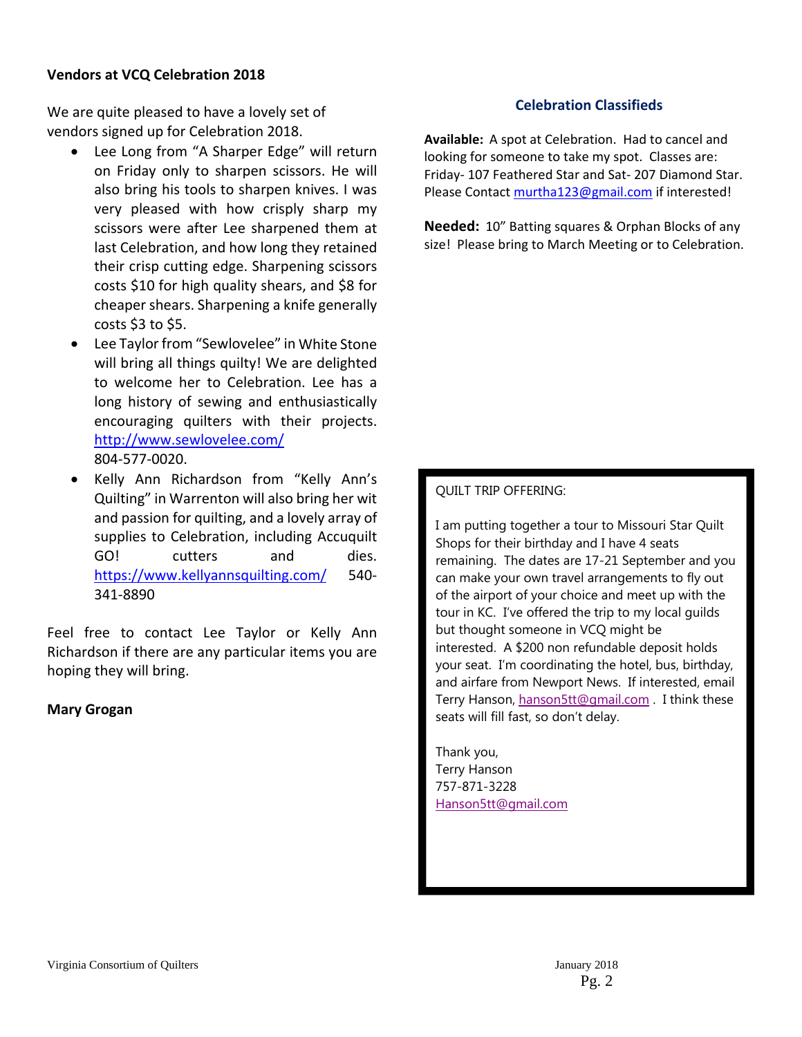## Vendors at VCQ Celebration 2018

We are quite pleased to have a lovely set of vendors signed up for Celebration 2018.

- Lee Long from "A Sharper Edge" will return on Friday only to sharpen scissors. He will also bring his tools to sharpen knives. I was very pleased with how crisply sharp my scissors were after Lee sharpened them at last Celebration, and how long they retained their crisp cutting edge. Sharpening scissors costs $10 for high quality shears, and $8 for cheaper shears. Sharpening a knife generally costs $3 to $5.
- Lee Taylor from "Sewlovelee" in White Stone will bring all things quilty! We are delighted to welcome her to Celebration. Lee has a long history of sewing and enthusiastically encouraging quilters with their projects. http://www.sewlovelee.com/ 804-577-0020.
- Kelly Ann Richardson from "Kelly Ann's Quilting" in Warrenton will also bring her wit and passion for quilting, and a lovely array of supplies to Celebration, including Accuquilt GO! cutters and dies. https://www.kellyannsquilting.com/ 540-341-8890

Feel free to contact Lee Taylor or Kelly Ann Richardson if there are any particular items you are hoping they will bring.

**Mary Grogan**

## Celebration Classifieds

**Available:** A spot at Celebration. Had to cancel and looking for someone to take my spot. Classes are: Friday- 107 Feathered Star and Sat- 207 Diamond Star. Please Contact murtha123@gmail.com if interested!

**Needed:** 10" Batting squares & Orphan Blocks of any size! Please bring to March Meeting or to Celebration.

QUILT TRIP OFFERING:

I am putting together a tour to Missouri Star Quilt Shops for their birthday and I have 4 seats remaining. The dates are 17-21 September and you can make your own travel arrangements to fly out of the airport of your choice and meet up with the tour in KC. I've offered the trip to my local guilds but thought someone in VCQ might be interested. A $200 non refundable deposit holds your seat. I'm coordinating the hotel, bus, birthday, and airfare from Newport News. If interested, email Terry Hanson, hanson5tt@gmail.com . I think these seats will fill fast, so don't delay.

Thank you,
Terry Hanson
757-871-3228
Hanson5tt@gmail.com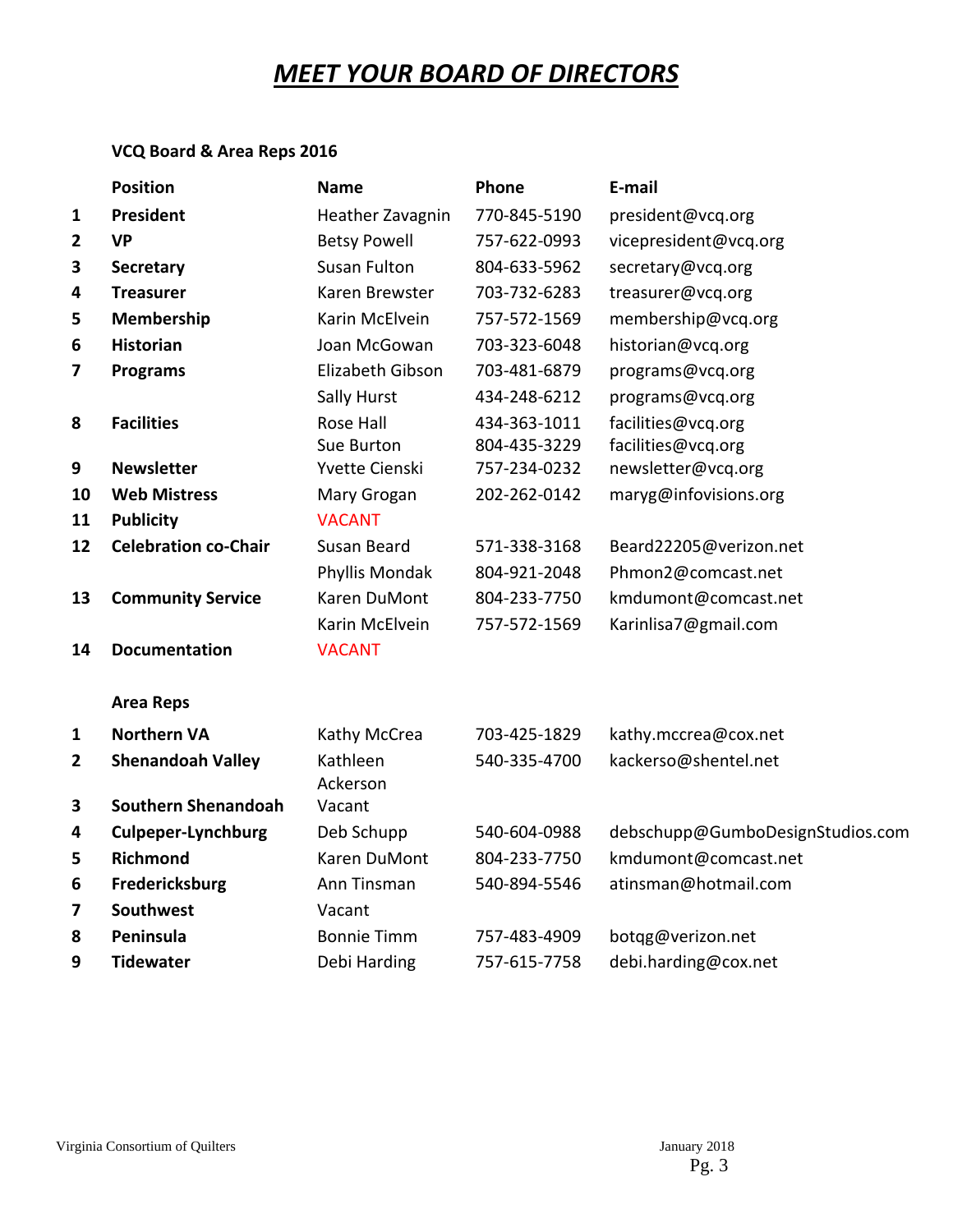# MEET YOUR BOARD OF DIRECTORS

**VCQ Board & Area Reps 2016**

| | Position | Name | Phone | E-mail |
|---|---|---|---|---|
| **1** | **President** | Heather Zavagnin | 770-845-5190 | president@vcq.org |
| **2** | **VP** | Betsy Powell | 757-622-0993 | vicepresident@vcq.org |
| **3** | **Secretary** | Susan Fulton | 804-633-5962 | secretary@vcq.org |
| **4** | **Treasurer** | Karen Brewster | 703-732-6283 | treasurer@vcq.org |
| **5** | **Membership** | Karin McElvein | 757-572-1569 | membership@vcq.org |
| **6** | **Historian** | Joan McGowan | 703-323-6048 | historian@vcq.org |
| **7** | **Programs** | Elizabeth Gibson | 703-481-6879 | programs@vcq.org |
| | | Sally Hurst | 434-248-6212 | programs@vcq.org |
| **8** | **Facilities** | Rose Hall | 434-363-1011 | facilities@vcq.org |
| | | Sue Burton | 804-435-3229 | facilities@vcq.org |
| **9** | **Newsletter** | Yvette Cienski | 757-234-0232 | newsletter@vcq.org |
| **10** | **Web Mistress** | Mary Grogan | 202-262-0142 | maryg@infovisions.org |
| **11** | **Publicity** | VACANT | | |
| **12** | **Celebration co-Chair** | Susan Beard | 571-338-3168 | Beard22205@verizon.net |
| | | Phyllis Mondak | 804-921-2048 | Phmon2@comcast.net |
| **13** | **Community Service** | Karen DuMont | 804-233-7750 | kmdumont@comcast.net |
| | | Karin McElvein | 757-572-1569 | Karinlisa7@gmail.com |
| **14** | **Documentation** | VACANT | | |

**Area Reps**

| | Area | Name | Phone | E-mail |
|---|---|---|---|---|
| **1** | **Northern VA** | Kathy McCrea | 703-425-1829 | kathy.mccrea@cox.net |
| **2** | **Shenandoah Valley** | Kathleen Ackerson | 540-335-4700 | kackerso@shentel.net |
| **3** | **Southern Shenandoah** | Vacant | | |
| **4** | **Culpeper-Lynchburg** | Deb Schupp | 540-604-0988 | debschupp@GumboDesignStudios.com |
| **5** | **Richmond** | Karen DuMont | 804-233-7750 | kmdumont@comcast.net |
| **6** | **Fredericksburg** | Ann Tinsman | 540-894-5546 | atinsman@hotmail.com |
| **7** | **Southwest** | Vacant | | |
| **8** | **Peninsula** | Bonnie Timm | 757-483-4909 | botqg@verizon.net |
| **9** | **Tidewater** | Debi Harding | 757-615-7758 | debi.harding@cox.net |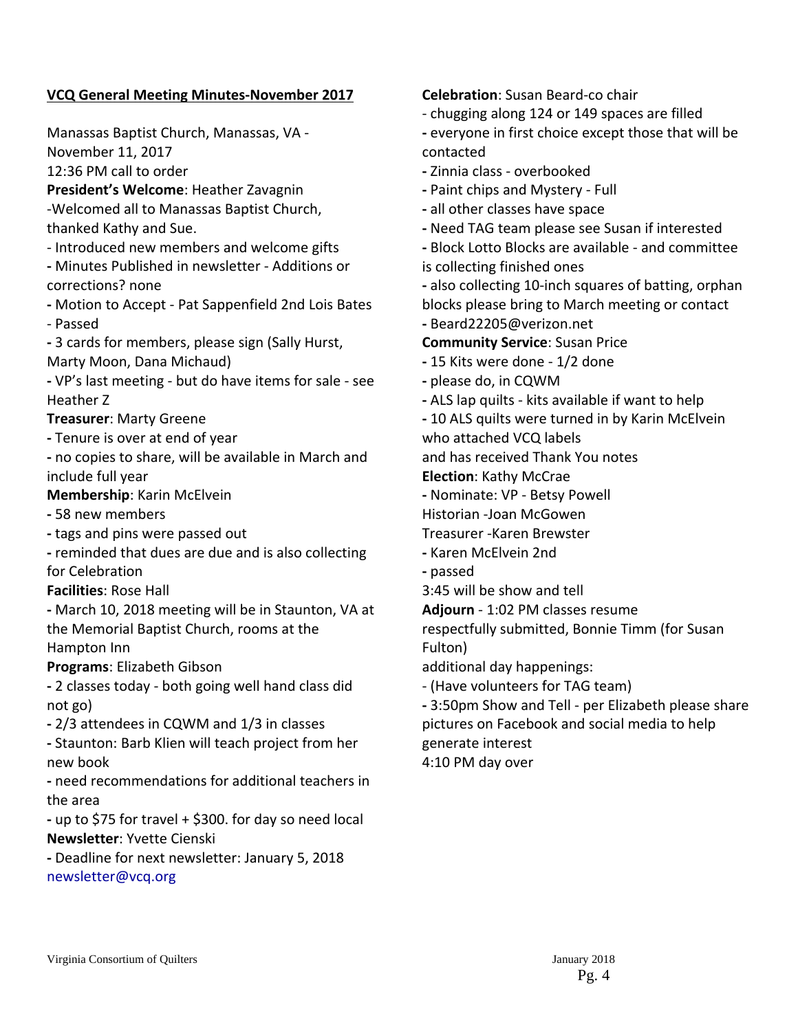**VCQ General Meeting Minutes-November 2017**

Manassas Baptist Church, Manassas, VA - November 11, 2017

12:36 PM call to order

**President's Welcome**: Heather Zavagnin

-Welcomed all to Manassas Baptist Church, thanked Kathy and Sue.

- Introduced new members and welcome gifts
- Minutes Published in newsletter - Additions or corrections? none
- Motion to Accept - Pat Sappenfield 2nd Lois Bates - Passed
- 3 cards for members, please sign (Sally Hurst, Marty Moon, Dana Michaud)
- VP's last meeting - but do have items for sale - see Heather Z

**Treasurer**: Marty Greene

- Tenure is over at end of year
- no copies to share, will be available in March and include full year

**Membership**: Karin McElvein

- 58 new members
- tags and pins were passed out
- reminded that dues are due and is also collecting for Celebration

**Facilities**: Rose Hall

- March 10, 2018 meeting will be in Staunton, VA at the Memorial Baptist Church, rooms at the Hampton Inn

**Programs**: Elizabeth Gibson

- 2 classes today - both going well hand class did not go)
- 2/3 attendees in CQWM and 1/3 in classes
- Staunton: Barb Klien will teach project from her new book
- need recommendations for additional teachers in the area
- up to $75 for travel + $300. for day so need local

**Newsletter**: Yvette Cienski

- Deadline for next newsletter: January 5, 2018

newsletter@vcq.org

**Celebration**: Susan Beard-co chair

- chugging along 124 or 149 spaces are filled
- everyone in first choice except those that will be contacted
- Zinnia class - overbooked
- Paint chips and Mystery - Full
- all other classes have space
- Need TAG team please see Susan if interested
- Block Lotto Blocks are available - and committee is collecting finished ones
- also collecting 10-inch squares of batting, orphan blocks please bring to March meeting or contact
- Beard22205@verizon.net

**Community Service**: Susan Price

- 15 Kits were done - 1/2 done
- please do, in CQWM
- ALS lap quilts - kits available if want to help
- 10 ALS quilts were turned in by Karin McElvein who attached VCQ labels and has received Thank You notes

**Election**: Kathy McCrae

- Nominate: VP - Betsy Powell

Historian -Joan McGowen

Treasurer -Karen Brewster

- Karen McElvein 2nd
- passed

3:45 will be show and tell

**Adjourn** - 1:02 PM classes resume

respectfully submitted, Bonnie Timm (for Susan Fulton)

additional day happenings:

- (Have volunteers for TAG team)
- 3:50pm Show and Tell - per Elizabeth please share pictures on Facebook and social media to help generate interest

4:10 PM day over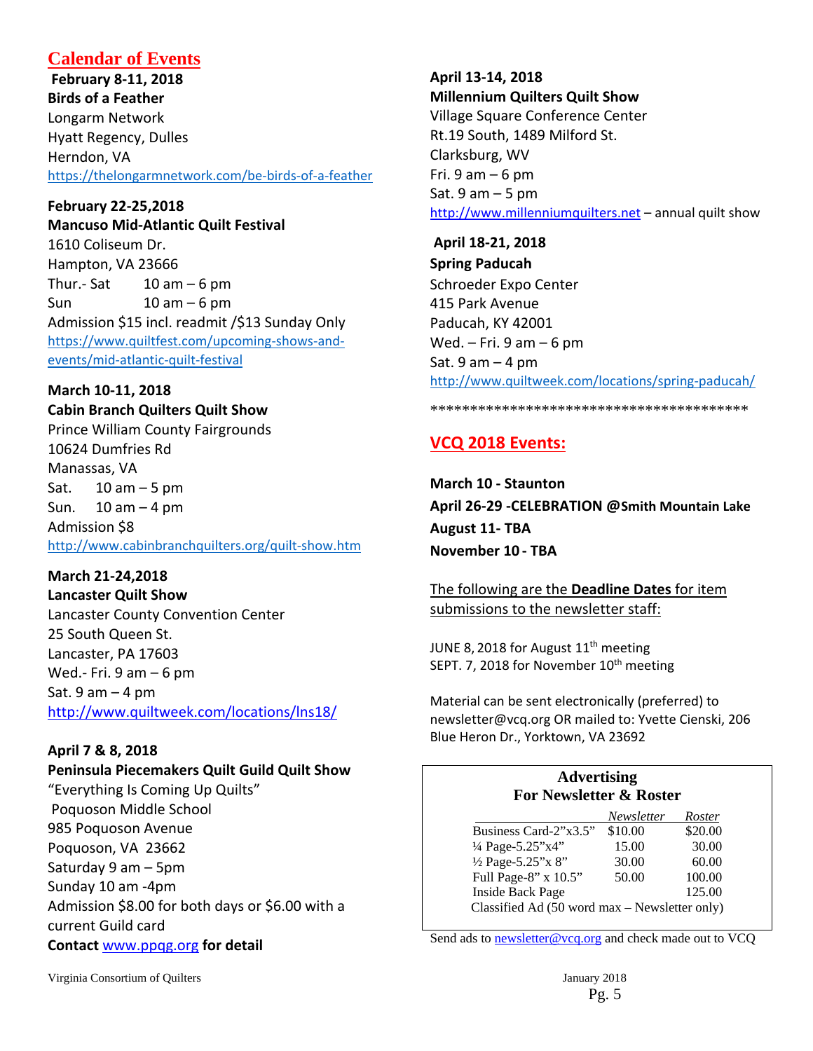# Calendar of Events

**February 8-11, 2018**
**Birds of a Feather**
Longarm Network
Hyatt Regency, Dulles
Herndon, VA
https://thelongarmnetwork.com/be-birds-of-a-feather

**February 22-25,2018**
**Mancuso Mid-Atlantic Quilt Festival**
1610 Coliseum Dr.
Hampton, VA 23666
Thur.- Sat 10 am – 6 pm
Sun 10 am – 6 pm
Admission $15 incl. readmit /$13 Sunday Only
https://www.quiltfest.com/upcoming-shows-and-events/mid-atlantic-quilt-festival

**March 10-11, 2018**
**Cabin Branch Quilters Quilt Show**
Prince William County Fairgrounds
10624 Dumfries Rd
Manassas, VA
Sat. 10 am – 5 pm
Sun. 10 am – 4 pm
Admission $8
http://www.cabinbranchquilters.org/quilt-show.htm

**March 21-24,2018**
**Lancaster Quilt Show**
Lancaster County Convention Center
25 South Queen St.
Lancaster, PA 17603
Wed.- Fri. 9 am – 6 pm
Sat. 9 am – 4 pm
http://www.quiltweek.com/locations/lns18/

**April 7 & 8, 2018**
**Peninsula Piecemakers Quilt Guild Quilt Show**
"Everything Is Coming Up Quilts"
Poquoson Middle School
985 Poquoson Avenue
Poquoson, VA 23662
Saturday 9 am – 5pm
Sunday 10 am -4pm
Admission $8.00 for both days or $6.00 with a current Guild card
**Contact** www.ppqg.org **for detail**

**April 13-14, 2018**
**Millennium Quilters Quilt Show**
Village Square Conference Center
Rt.19 South, 1489 Milford St.
Clarksburg, WV
Fri. 9 am – 6 pm
Sat. 9 am – 5 pm
http://www.millenniumquilters.net – annual quilt show

**April 18-21, 2018**
**Spring Paducah**
Schroeder Expo Center
415 Park Avenue
Paducah, KY 42001
Wed. – Fri. 9 am – 6 pm
Sat. 9 am – 4 pm
http://www.quiltweek.com/locations/spring-paducah/

****************************************

## VCQ 2018 Events:

**March 10 - Staunton**
**April 26-29 -CELEBRATION @Smith Mountain Lake**
**August 11- TBA**
**November 10 - TBA**

The following are the **Deadline Dates** for item submissions to the newsletter staff:

JUNE 8, 2018 for August 11th meeting
SEPT. 7, 2018 for November 10th meeting

Material can be sent electronically (preferred) to newsletter@vcq.org OR mailed to: Yvette Cienski, 206 Blue Heron Dr., Yorktown, VA 23692

**Advertising**
**For Newsletter & Roster**

| | *Newsletter* | *Roster* |
|---|---|---|
| Business Card-2"x3.5" | $10.00 | $20.00 |
| ¼ Page-5.25"x4" | 15.00 | 30.00 |
| ½ Page-5.25"x 8" | 30.00 | 60.00 |
| Full Page-8" x 10.5" | 50.00 | 100.00 |
| Inside Back Page | | 125.00 |
| Classified Ad (50 word max – Newsletter only) | | |

Send ads to newsletter@vcq.org and check made out to VCQ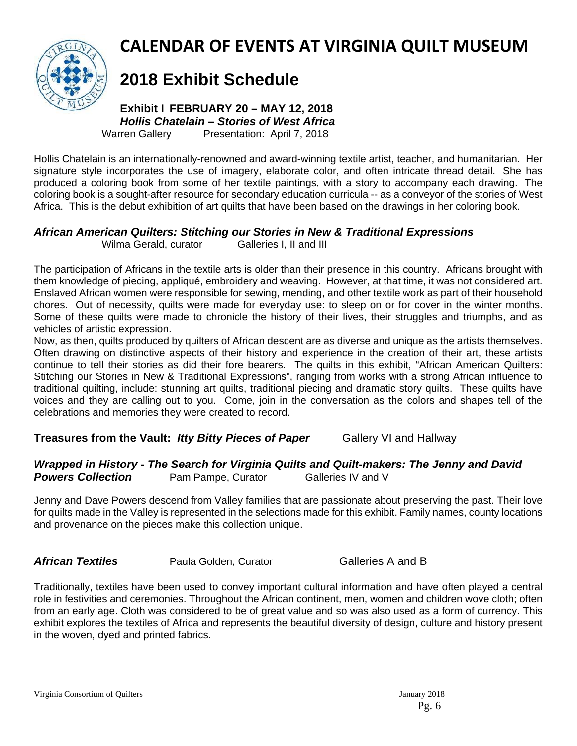# CALENDAR OF EVENTS AT VIRGINIA QUILT MUSEUM

## 2018 Exhibit Schedule

**Exhibit I FEBRUARY 20 – MAY 12, 2018**
***Hollis Chatelain – Stories of West Africa***
Warren Gallery        Presentation: April 7, 2018

Hollis Chatelain is an internationally-renowned and award-winning textile artist, teacher, and humanitarian. Her signature style incorporates the use of imagery, elaborate color, and often intricate thread detail. She has produced a coloring book from some of her textile paintings, with a story to accompany each drawing. The coloring book is a sought-after resource for secondary education curricula -- as a conveyor of the stories of West Africa. This is the debut exhibition of art quilts that have been based on the drawings in her coloring book.

***African American Quilters: Stitching our Stories in New & Traditional Expressions***
Wilma Gerald, curator        Galleries I, II and III

The participation of Africans in the textile arts is older than their presence in this country. Africans brought with them knowledge of piecing, appliqué, embroidery and weaving. However, at that time, it was not considered art. Enslaved African women were responsible for sewing, mending, and other textile work as part of their household chores. Out of necessity, quilts were made for everyday use: to sleep on or for cover in the winter months. Some of these quilts were made to chronicle the history of their lives, their struggles and triumphs, and as vehicles of artistic expression.

Now, as then, quilts produced by quilters of African descent are as diverse and unique as the artists themselves. Often drawing on distinctive aspects of their history and experience in the creation of their art, these artists continue to tell their stories as did their fore bearers. The quilts in this exhibit, "African American Quilters: Stitching our Stories in New & Traditional Expressions", ranging from works with a strong African influence to traditional quilting, include: stunning art quilts, traditional piecing and dramatic story quilts. These quilts have voices and they are calling out to you. Come, join in the conversation as the colors and shapes tell of the celebrations and memories they were created to record.

**Treasures from the Vault: *Itty Bitty Pieces of Paper***        Gallery VI and Hallway

***Wrapped in History - The Search for Virginia Quilts and Quilt-makers: The Jenny and David Powers Collection***        Pam Pampe, Curator        Galleries IV and V

Jenny and Dave Powers descend from Valley families that are passionate about preserving the past. Their love for quilts made in the Valley is represented in the selections made for this exhibit. Family names, county locations and provenance on the pieces make this collection unique.

***African Textiles***        Paula Golden, Curator        Galleries A and B

Traditionally, textiles have been used to convey important cultural information and have often played a central role in festivities and ceremonies. Throughout the African continent, men, women and children wove cloth; often from an early age. Cloth was considered to be of great value and so was also used as a form of currency. This exhibit explores the textiles of Africa and represents the beautiful diversity of design, culture and history present in the woven, dyed and printed fabrics.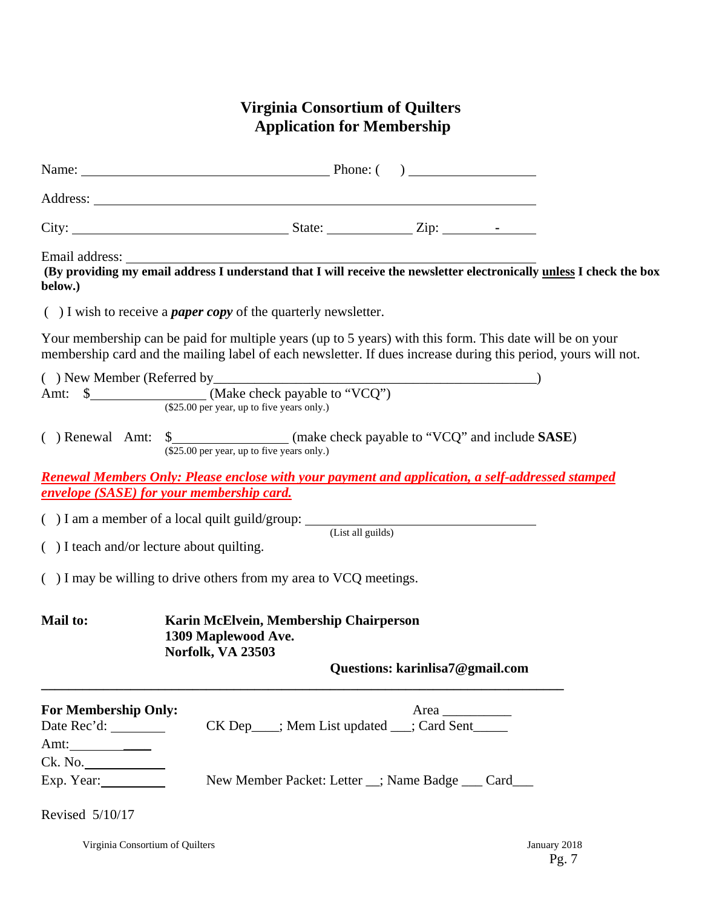# Virginia Consortium of Quilters
## Application for Membership

Name: ______________________________ Phone: (    ) ______________

Address: __________________________________________________

City: ________________________ State: __________ Zip: ______-______

Email address: ____________________________________________

**(By providing my email address I understand that I will receive the newsletter electronically <u>unless</u> I check the box below.)**

(  ) I wish to receive a ***paper copy*** of the quarterly newsletter.

Your membership can be paid for multiple years (up to 5 years) with this form. This date will be on your membership card and the mailing label of each newsletter. If dues increase during this period, yours will not.

(  ) New Member (Referred by_______________________________________)
Amt: $_______________ (Make check payable to "VCQ")
($25.00 per year, up to five years only.)

(  ) Renewal Amt: $_______________ (make check payable to "VCQ" and include **SASE**)
($25.00 per year, up to five years only.)

***<u>Renewal Members Only: Please enclose with your payment and application, a self-addressed stamped envelope (SASE) for your membership card.</u>***

(  ) I am a member of a local quilt guild/group: ____________________________
(List all guilds)

(  ) I teach and/or lecture about quilting.

(  ) I may be willing to drive others from my area to VCQ meetings.

**Mail to:** **Karin McElvein, Membership Chairperson**
**1309 Maplewood Ave.**
**Norfolk, VA 23503**

**Questions: karinlisa7@gmail.com**

---

**For Membership Only:** Area __________

Date Rec'd: ________ CK Dep____; Mem List updated ___; Card Sent_____

Amt:____________

Ck. No.__________

Exp. Year:_________ New Member Packet: Letter __; Name Badge ___ Card___

Revised 5/10/17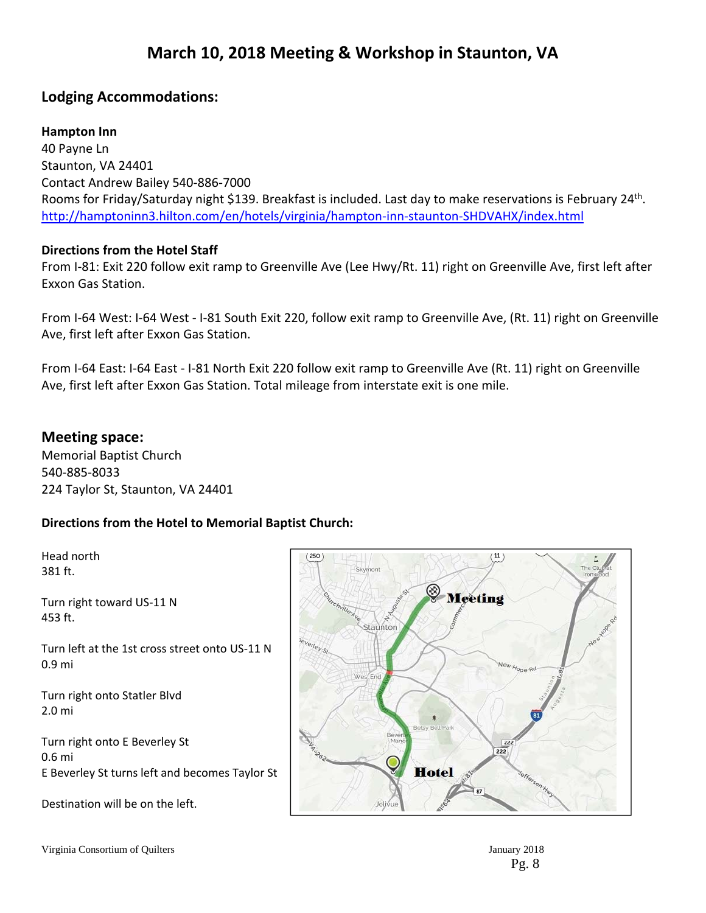# March 10, 2018 Meeting & Workshop in Staunton, VA

## Lodging Accommodations:

**Hampton Inn**
40 Payne Ln
Staunton, VA 24401
Contact Andrew Bailey 540-886-7000
Rooms for Friday/Saturday night $139. Breakfast is included. Last day to make reservations is February 24th.
http://hamptoninn3.hilton.com/en/hotels/virginia/hampton-inn-staunton-SHDVAHX/index.html

**Directions from the Hotel Staff**
From I-81: Exit 220 follow exit ramp to Greenville Ave (Lee Hwy/Rt. 11) right on Greenville Ave, first left after Exxon Gas Station.

From I-64 West: I-64 West - I-81 South Exit 220, follow exit ramp to Greenville Ave, (Rt. 11) right on Greenville Ave, first left after Exxon Gas Station.

From I-64 East: I-64 East - I-81 North Exit 220 follow exit ramp to Greenville Ave (Rt. 11) right on Greenville Ave, first left after Exxon Gas Station. Total mileage from interstate exit is one mile.

## Meeting space:

Memorial Baptist Church
540-885-8033
224 Taylor St, Staunton, VA 24401

**Directions from the Hotel to Memorial Baptist Church:**

Head north
381 ft.

Turn right toward US-11 N
453 ft.

Turn left at the 1st cross street onto US-11 N
0.9 mi

Turn right onto Statler Blvd
2.0 mi

Turn right onto E Beverley St
0.6 mi
E Beverley St turns left and becomes Taylor St

Destination will be on the left.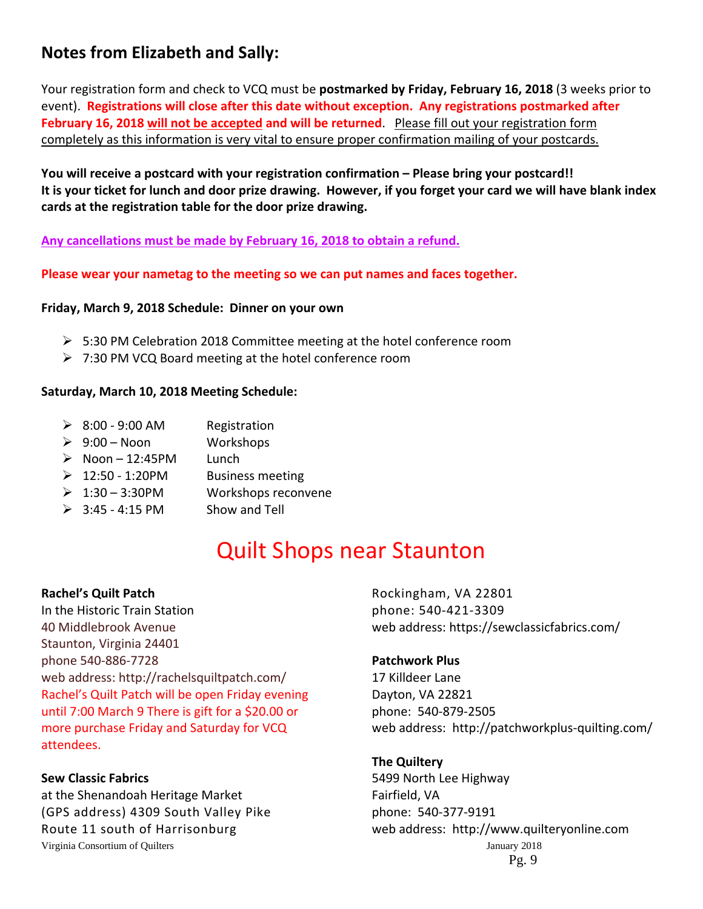## Notes from Elizabeth and Sally:

Your registration form and check to VCQ must be **postmarked by Friday, February 16, 2018** (3 weeks prior to event). **Registrations will close after this date without exception. Any registrations postmarked after February 16, 2018 will not be accepted and will be returned**. Please fill out your registration form completely as this information is very vital to ensure proper confirmation mailing of your postcards.

**You will receive a postcard with your registration confirmation – Please bring your postcard!! It is your ticket for lunch and door prize drawing. However, if you forget your card we will have blank index cards at the registration table for the door prize drawing.**

**Any cancellations must be made by February 16, 2018 to obtain a refund.**

**Please wear your nametag to the meeting so we can put names and faces together.**

**Friday, March 9, 2018 Schedule: Dinner on your own**

- 5:30 PM Celebration 2018 Committee meeting at the hotel conference room
- 7:30 PM VCQ Board meeting at the hotel conference room

**Saturday, March 10, 2018 Meeting Schedule:**

- 8:00 - 9:00 AM Registration
- 9:00 – Noon Workshops
- Noon – 12:45PM Lunch
- 12:50 - 1:20PM Business meeting
- 1:30 – 3:30PM Workshops reconvene
- 3:45 - 4:15 PM Show and Tell

# Quilt Shops near Staunton

**Rachel's Quilt Patch**
In the Historic Train Station
40 Middlebrook Avenue
Staunton, Virginia 24401
phone 540-886-7728
web address: http://rachelsquiltpatch.com/
Rachel's Quilt Patch will be open Friday evening until 7:00 March 9 There is gift for a $20.00 or more purchase Friday and Saturday for VCQ attendees.

**Sew Classic Fabrics**
at the Shenandoah Heritage Market
(GPS address) 4309 South Valley Pike
Route 11 south of Harrisonburg
Rockingham, VA 22801
phone: 540-421-3309
web address: https://sewclassicfabrics.com/

**Patchwork Plus**
17 Killdeer Lane
Dayton, VA 22821
phone: 540-879-2505
web address: http://patchworkplus-quilting.com/

**The Quiltery**
5499 North Lee Highway
Fairfield, VA
phone: 540-377-9191
web address: http://www.quilteryonline.com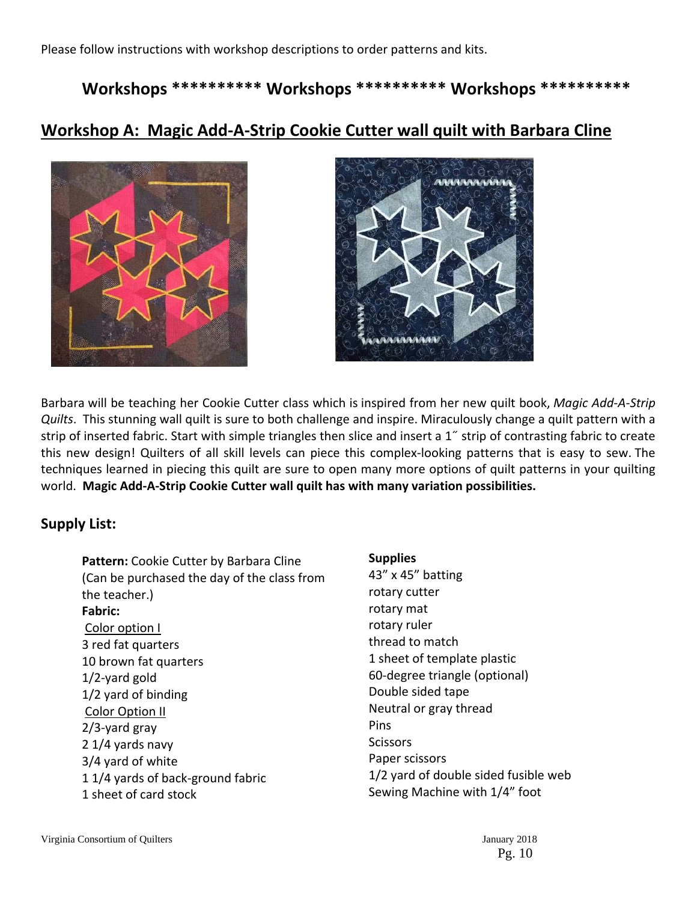Please follow instructions with workshop descriptions to order patterns and kits.

## Workshops ********** Workshops ********** Workshops **********

## Workshop A: Magic Add-A-Strip Cookie Cutter wall quilt with Barbara Cline

Barbara will be teaching her Cookie Cutter class which is inspired from her new quilt book, *Magic Add-A-Strip Quilts*. This stunning wall quilt is sure to both challenge and inspire. Miraculously change a quilt pattern with a strip of inserted fabric. Start with simple triangles then slice and insert a 1˝ strip of contrasting fabric to create this new design! Quilters of all skill levels can piece this complex-looking patterns that is easy to sew. The techniques learned in piecing this quilt are sure to open many more options of quilt patterns in your quilting world. **Magic Add-A-Strip Cookie Cutter wall quilt has with many variation possibilities.**

### Supply List:

**Pattern:** Cookie Cutter by Barbara Cline (Can be purchased the day of the class from the teacher.)

**Fabric:**

Color option I

3 red fat quarters
10 brown fat quarters
1/2-yard gold
1/2 yard of binding

Color Option II

2/3-yard gray
2 1/4 yards navy
3/4 yard of white
1 1/4 yards of back-ground fabric
1 sheet of card stock

**Supplies**

43" x 45" batting
rotary cutter
rotary mat
rotary ruler
thread to match
1 sheet of template plastic
60-degree triangle (optional)
Double sided tape
Neutral or gray thread
Pins
Scissors
Paper scissors
1/2 yard of double sided fusible web
Sewing Machine with 1/4" foot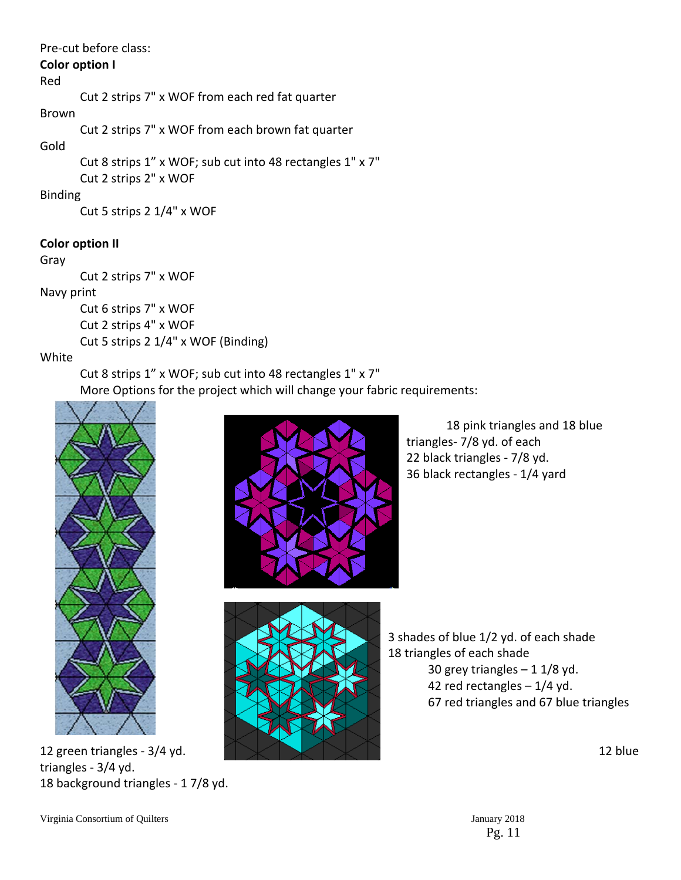Pre-cut before class:

**Color option I**

Red

- Cut 2 strips 7" x WOF from each red fat quarter

Brown

- Cut 2 strips 7" x WOF from each brown fat quarter

Gold

- Cut 8 strips 1" x WOF; sub cut into 48 rectangles 1" x 7"
- Cut 2 strips 2" x WOF

Binding

- Cut 5 strips 2 1/4" x WOF

**Color option II**

Gray

- Cut 2 strips 7" x WOF

Navy print

- Cut 6 strips 7" x WOF
- Cut 2 strips 4" x WOF
- Cut 5 strips 2 1/4" x WOF (Binding)

White

- Cut 8 strips 1" x WOF; sub cut into 48 rectangles 1" x 7"

More Options for the project which will change your fabric requirements:

18 pink triangles and 18 blue triangles- 7/8 yd. of each
22 black triangles - 7/8 yd.
36 black rectangles - 1/4 yard

3 shades of blue 1/2 yd. of each shade
18 triangles of each shade
30 grey triangles – 1 1/8 yd.
42 red rectangles – 1/4 yd.
67 red triangles and 67 blue triangles

12 green triangles - 3/4 yd.
12 blue triangles - 3/4 yd.
18 background triangles - 1 7/8 yd.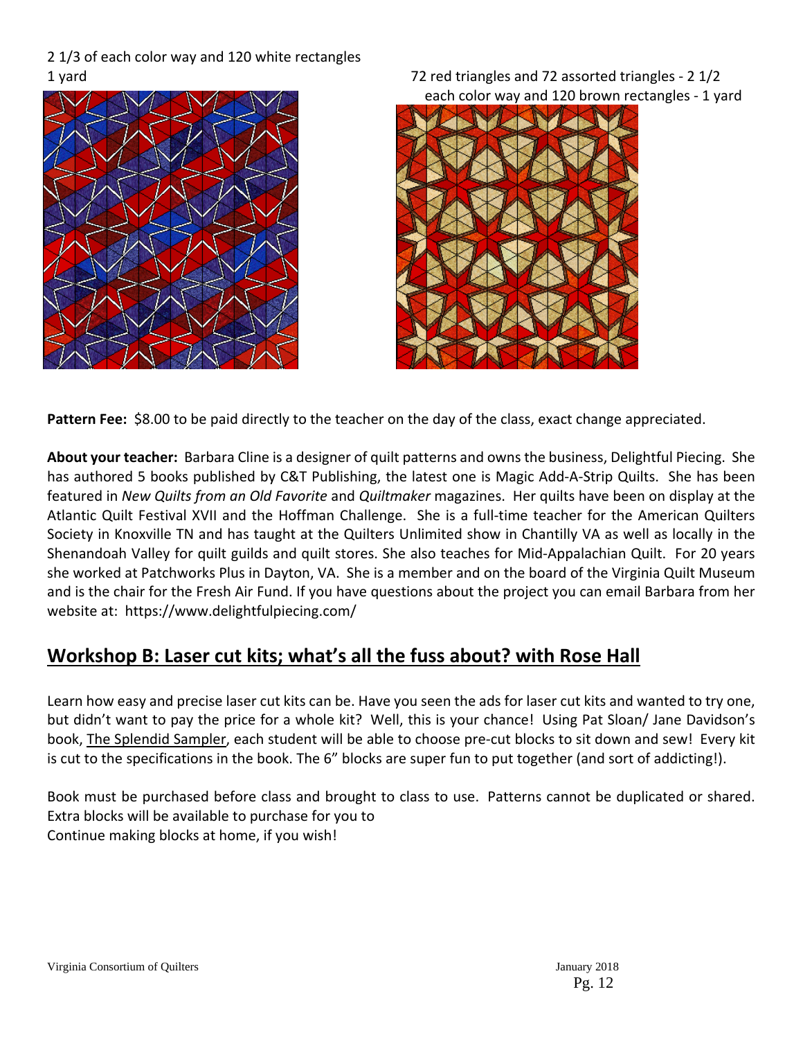2 1/3 of each color way and 120 white rectangles 1 yard

72 red triangles and 72 assorted triangles - 2 1/2 each color way and 120 brown rectangles - 1 yard

**Pattern Fee:** $8.00 to be paid directly to the teacher on the day of the class, exact change appreciated.

**About your teacher:** Barbara Cline is a designer of quilt patterns and owns the business, Delightful Piecing. She has authored 5 books published by C&T Publishing, the latest one is Magic Add-A-Strip Quilts. She has been featured in *New Quilts from an Old Favorite* and *Quiltmaker* magazines. Her quilts have been on display at the Atlantic Quilt Festival XVII and the Hoffman Challenge. She is a full-time teacher for the American Quilters Society in Knoxville TN and has taught at the Quilters Unlimited show in Chantilly VA as well as locally in the Shenandoah Valley for quilt guilds and quilt stores. She also teaches for Mid-Appalachian Quilt. For 20 years she worked at Patchworks Plus in Dayton, VA. She is a member and on the board of the Virginia Quilt Museum and is the chair for the Fresh Air Fund. If you have questions about the project you can email Barbara from her website at: https://www.delightfulpiecing.com/

## Workshop B: Laser cut kits; what's all the fuss about? with Rose Hall

Learn how easy and precise laser cut kits can be. Have you seen the ads for laser cut kits and wanted to try one, but didn't want to pay the price for a whole kit? Well, this is your chance! Using Pat Sloan/ Jane Davidson's book, The Splendid Sampler, each student will be able to choose pre-cut blocks to sit down and sew! Every kit is cut to the specifications in the book. The 6" blocks are super fun to put together (and sort of addicting!).

Book must be purchased before class and brought to class to use. Patterns cannot be duplicated or shared. Extra blocks will be available to purchase for you to
Continue making blocks at home, if you wish!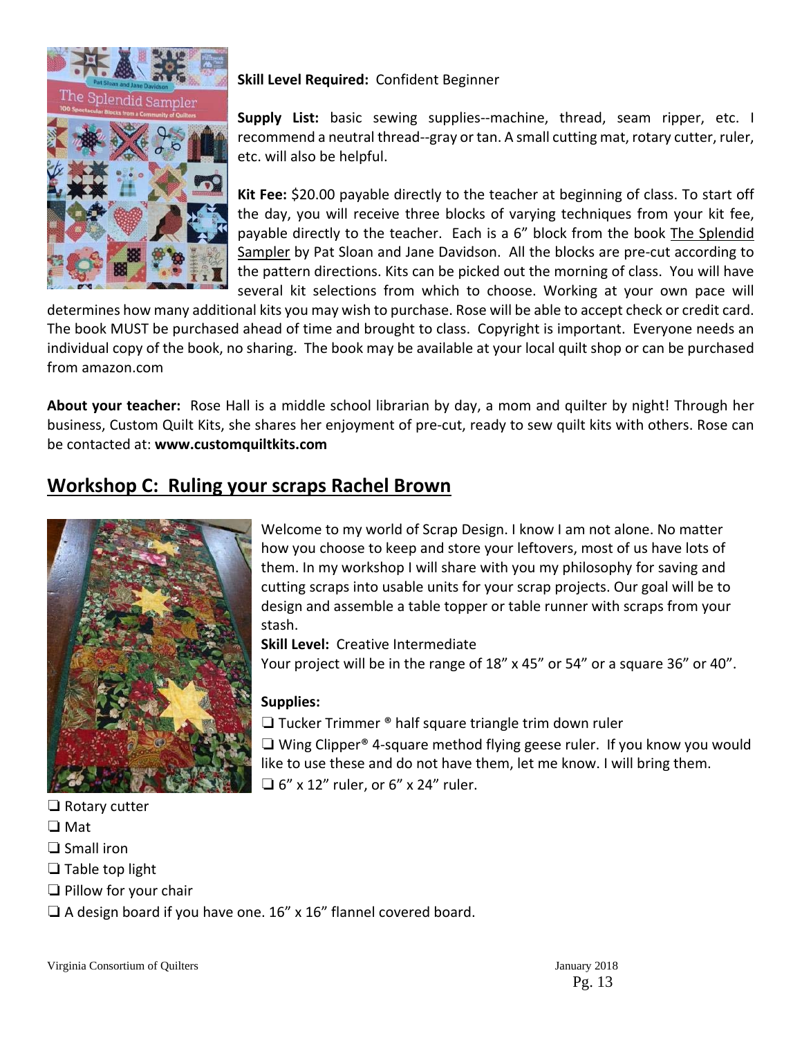**Skill Level Required:** Confident Beginner

**Supply List:** basic sewing supplies--machine, thread, seam ripper, etc. I recommend a neutral thread--gray or tan. A small cutting mat, rotary cutter, ruler, etc. will also be helpful.

**Kit Fee:** $20.00 payable directly to the teacher at beginning of class. To start off the day, you will receive three blocks of varying techniques from your kit fee, payable directly to the teacher. Each is a 6" block from the book The Splendid Sampler by Pat Sloan and Jane Davidson. All the blocks are pre-cut according to the pattern directions. Kits can be picked out the morning of class. You will have several kit selections from which to choose. Working at your own pace will determines how many additional kits you may wish to purchase. Rose will be able to accept check or credit card. The book MUST be purchased ahead of time and brought to class. Copyright is important. Everyone needs an individual copy of the book, no sharing. The book may be available at your local quilt shop or can be purchased from amazon.com

**About your teacher:** Rose Hall is a middle school librarian by day, a mom and quilter by night! Through her business, Custom Quilt Kits, she shares her enjoyment of pre-cut, ready to sew quilt kits with others. Rose can be contacted at: **www.customquiltkits.com**

## Workshop C: Ruling your scraps Rachel Brown

Welcome to my world of Scrap Design. I know I am not alone. No matter how you choose to keep and store your leftovers, most of us have lots of them. In my workshop I will share with you my philosophy for saving and cutting scraps into usable units for your scrap projects. Our goal will be to design and assemble a table topper or table runner with scraps from your stash.

**Skill Level:** Creative Intermediate

Your project will be in the range of 18" x 45" or 54" or a square 36" or 40".

**Supplies:**

- ❑ Tucker Trimmer ® half square triangle trim down ruler
- ❑ Wing Clipper® 4-square method flying geese ruler. If you know you would like to use these and do not have them, let me know. I will bring them.
- ❑ 6" x 12" ruler, or 6" x 24" ruler.
- ❑ Rotary cutter
- ❑ Mat
- ❑ Small iron
- ❑ Table top light
- ❑ Pillow for your chair
- ❑ A design board if you have one. 16" x 16" flannel covered board.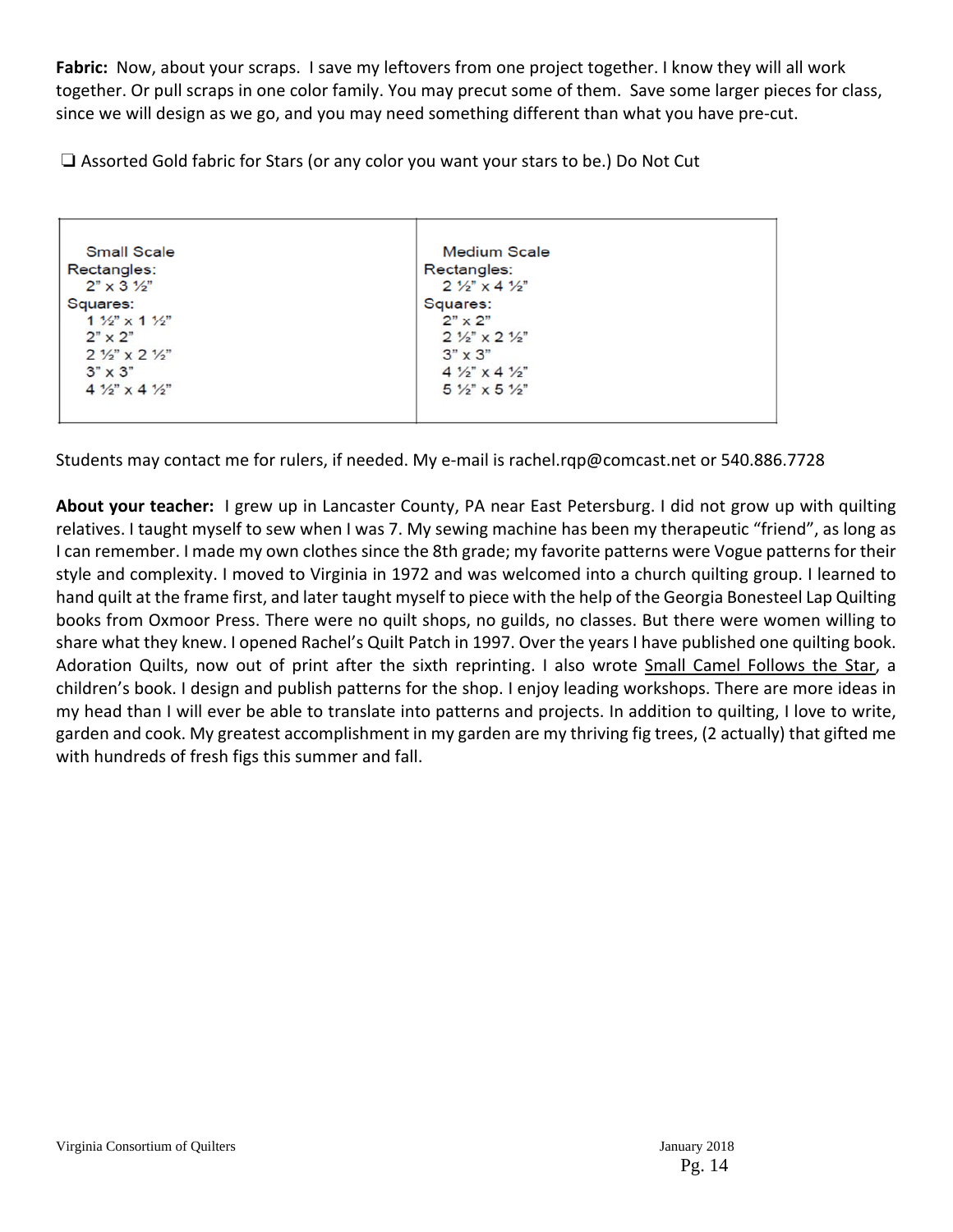**Fabric:** Now, about your scraps. I save my leftovers from one project together. I know they will all work together. Or pull scraps in one color family. You may precut some of them. Save some larger pieces for class, since we will design as we go, and you may need something different than what you have pre-cut.

❑ Assorted Gold fabric for Stars (or any color you want your stars to be.) Do Not Cut

| Small Scale | Medium Scale |
| --- | --- |
| Rectangles:<br>2" x 3 ½"<br>Squares:<br>1 ½" x 1 ½"<br>2" x 2"<br>2 ½" x 2 ½"<br>3" x 3"<br>4 ½" x 4 ½" | Rectangles:<br>2 ½" x 4 ½"<br>Squares:<br>2" x 2"<br>2 ½" x 2 ½"<br>3" x 3"<br>4 ½" x 4 ½"<br>5 ½" x 5 ½" |

Students may contact me for rulers, if needed. My e-mail is rachel.rqp@comcast.net or 540.886.7728

**About your teacher:** I grew up in Lancaster County, PA near East Petersburg. I did not grow up with quilting relatives. I taught myself to sew when I was 7. My sewing machine has been my therapeutic "friend", as long as I can remember. I made my own clothes since the 8th grade; my favorite patterns were Vogue patterns for their style and complexity. I moved to Virginia in 1972 and was welcomed into a church quilting group. I learned to hand quilt at the frame first, and later taught myself to piece with the help of the Georgia Bonesteel Lap Quilting books from Oxmoor Press. There were no quilt shops, no guilds, no classes. But there were women willing to share what they knew. I opened Rachel's Quilt Patch in 1997. Over the years I have published one quilting book. Adoration Quilts, now out of print after the sixth reprinting. I also wrote Small Camel Follows the Star, a children's book. I design and publish patterns for the shop. I enjoy leading workshops. There are more ideas in my head than I will ever be able to translate into patterns and projects. In addition to quilting, I love to write, garden and cook. My greatest accomplishment in my garden are my thriving fig trees, (2 actually) that gifted me with hundreds of fresh figs this summer and fall.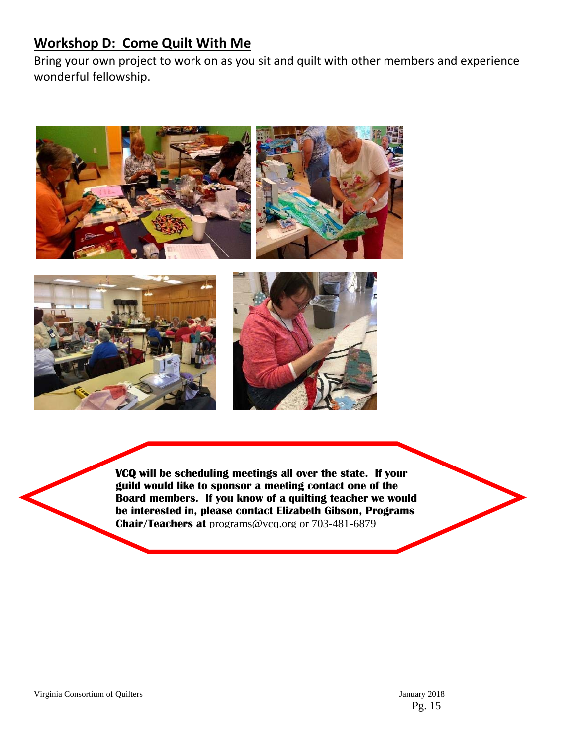## Workshop D: Come Quilt With Me

Bring your own project to work on as you sit and quilt with other members and experience wonderful fellowship.

**VCQ will be scheduling meetings all over the state. If your guild would like to sponsor a meeting contact one of the Board members. If you know of a quilting teacher we would be interested in, please contact Elizabeth Gibson, Programs Chair/Teachers at** programs@vcq.org or 703-481-6879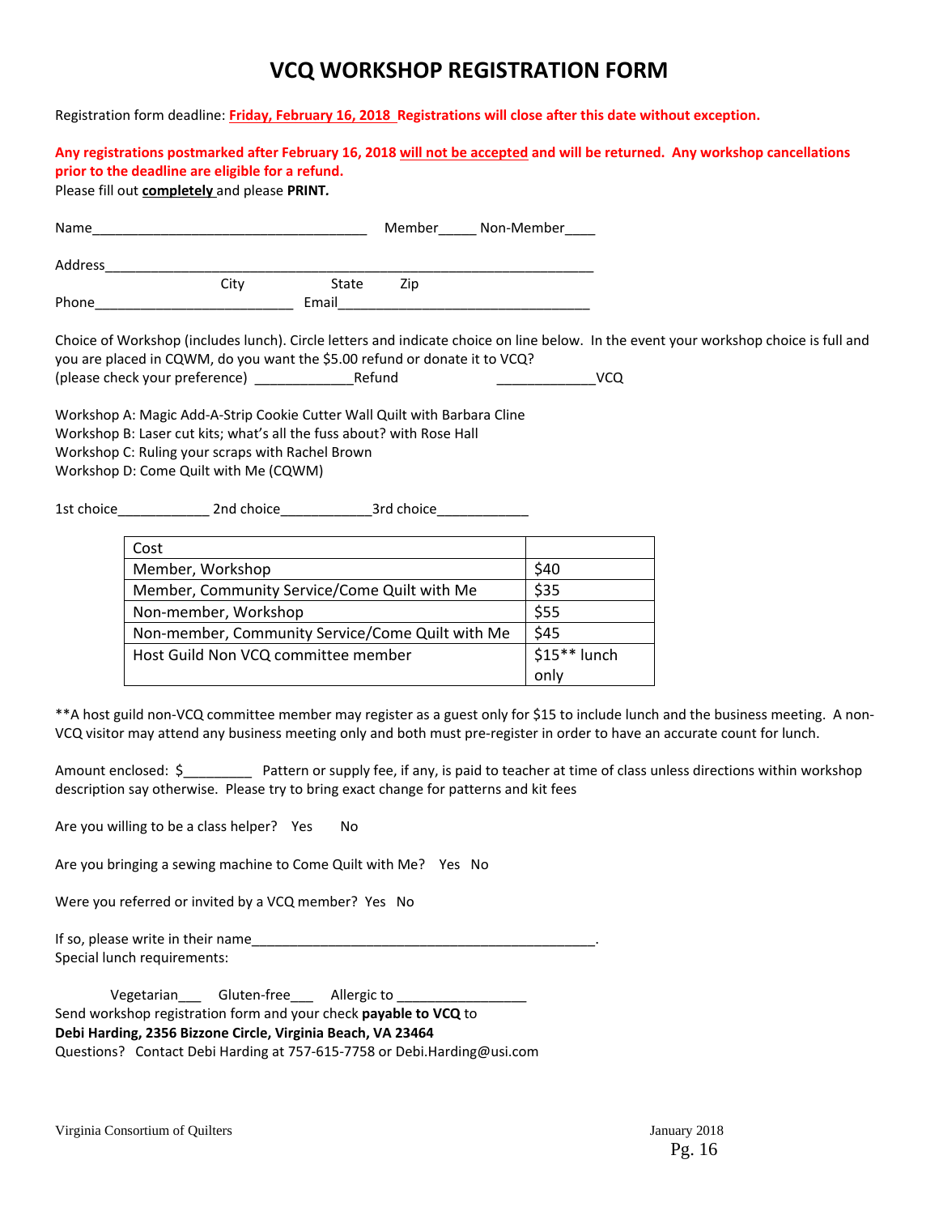# VCQ WORKSHOP REGISTRATION FORM

Registration form deadline: **Friday, February 16, 2018** **Registrations will close after this date without exception.**

**Any registrations postmarked after February 16, 2018 will not be accepted and will be returned. Any workshop cancellations prior to the deadline are eligible for a refund.**

Please fill out **completely** and please **PRINT.**

Name____________________________________ Member_____ Non-Member____

Address_________________________________________________________________

City State Zip

Phone__________________________ Email_________________________________

Choice of Workshop (includes lunch). Circle letters and indicate choice on line below. In the event your workshop choice is full and you are placed in CQWM, do you want the $5.00 refund or donate it to VCQ?

(please check your preference) _____________Refund _____________VCQ

Workshop A: Magic Add-A-Strip Cookie Cutter Wall Quilt with Barbara Cline
Workshop B: Laser cut kits; what's all the fuss about? with Rose Hall
Workshop C: Ruling your scraps with Rachel Brown
Workshop D: Come Quilt with Me (CQWM)

1st choice____________ 2nd choice____________3rd choice____________

| Cost | |
|---|---|
| Member, Workshop | $40 |
| Member, Community Service/Come Quilt with Me | $35 |
| Non-member, Workshop | $55 |
| Non-member, Community Service/Come Quilt with Me | $45 |
| Host Guild Non VCQ committee member | $15** lunch only |

**A host guild non-VCQ committee member may register as a guest only for $15 to include lunch and the business meeting. A non-VCQ visitor may attend any business meeting only and both must pre-register in order to have an accurate count for lunch.

Amount enclosed: $_________ Pattern or supply fee, if any, is paid to teacher at time of class unless directions within workshop description say otherwise. Please try to bring exact change for patterns and kit fees

Are you willing to be a class helper? Yes No

Are you bringing a sewing machine to Come Quilt with Me? Yes No

Were you referred or invited by a VCQ member? Yes No

If so, please write in their name_______________________________________________.

Special lunch requirements:

Vegetarian___ Gluten-free___ Allergic to _________________

Send workshop registration form and your check **payable to VCQ** to

**Debi Harding, 2356 Bizzone Circle, Virginia Beach, VA 23464**

Questions? Contact Debi Harding at 757-615-7758 or Debi.Harding@usi.com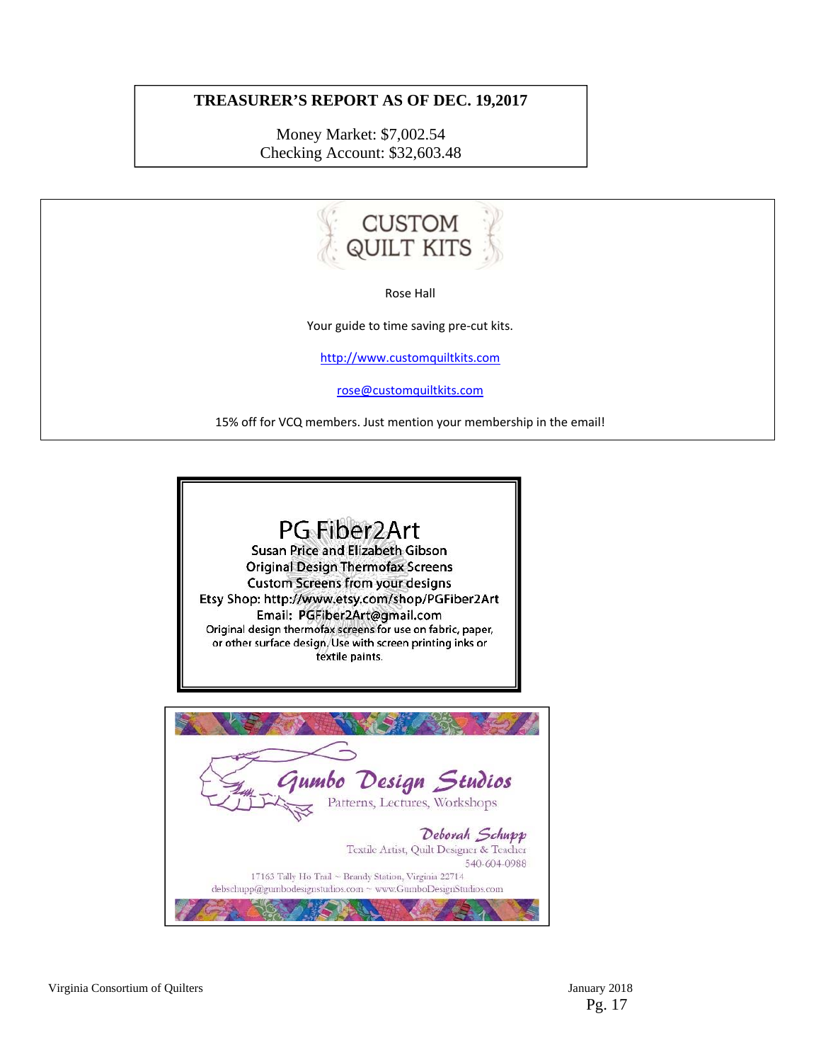## TREASURER'S REPORT AS OF DEC. 19,2017

Money Market: $7,002.54
Checking Account: $32,603.48

---

**CUSTOM QUILT KITS**

Rose Hall

Your guide to time saving pre-cut kits.

http://www.customquiltkits.com

rose@customquiltkits.com

15% off for VCQ members. Just mention your membership in the email!

---

**PG Fiber2Art**

Susan Price and Elizabeth Gibson
Original Design Thermofax Screens
Custom Screens from your designs
Etsy Shop: http://www.etsy.com/shop/PGFiber2Art
Email: PGFiber2Art@gmail.com
Original design thermofax screens for use on fabric, paper, or other surface design. Use with screen printing inks or textile paints.

---

**Gumbo Design Studios**

Patterns, Lectures, Workshops

*Deborah Schupp*
Textile Artist, Quilt Designer & Teacher
540-604-0988

17163 Tally Ho Trail ~ Brandy Station, Virginia 22714
debschupp@gumbodesignstudios.com ~ www.GumboDesignStudios.com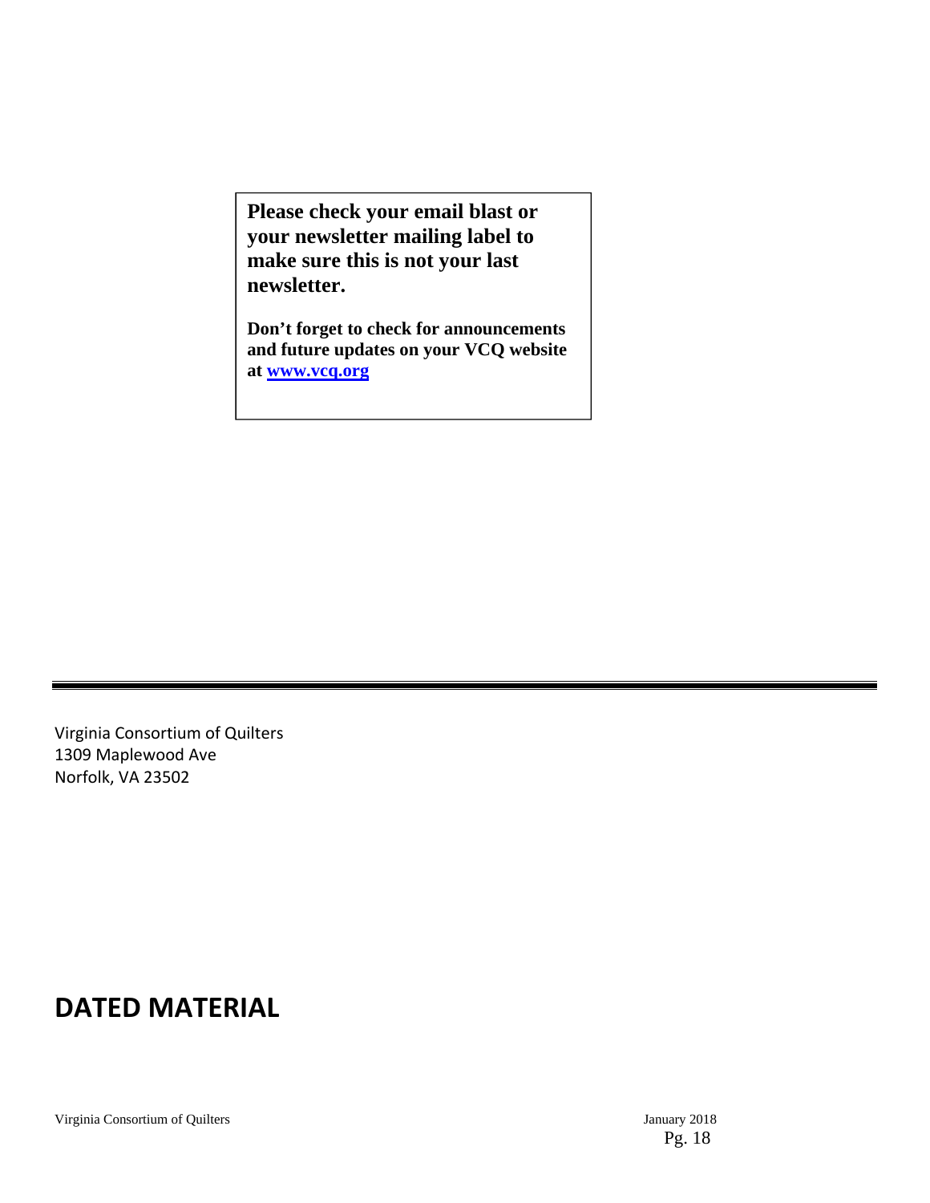**Please check your email blast or your newsletter mailing label to make sure this is not your last newsletter.**

**Don't forget to check for announcements and future updates on your VCQ website at [www.vcq.org](http://www.vcq.org)**

---

Virginia Consortium of Quilters
1309 Maplewood Ave
Norfolk, VA 23502

# DATED MATERIAL